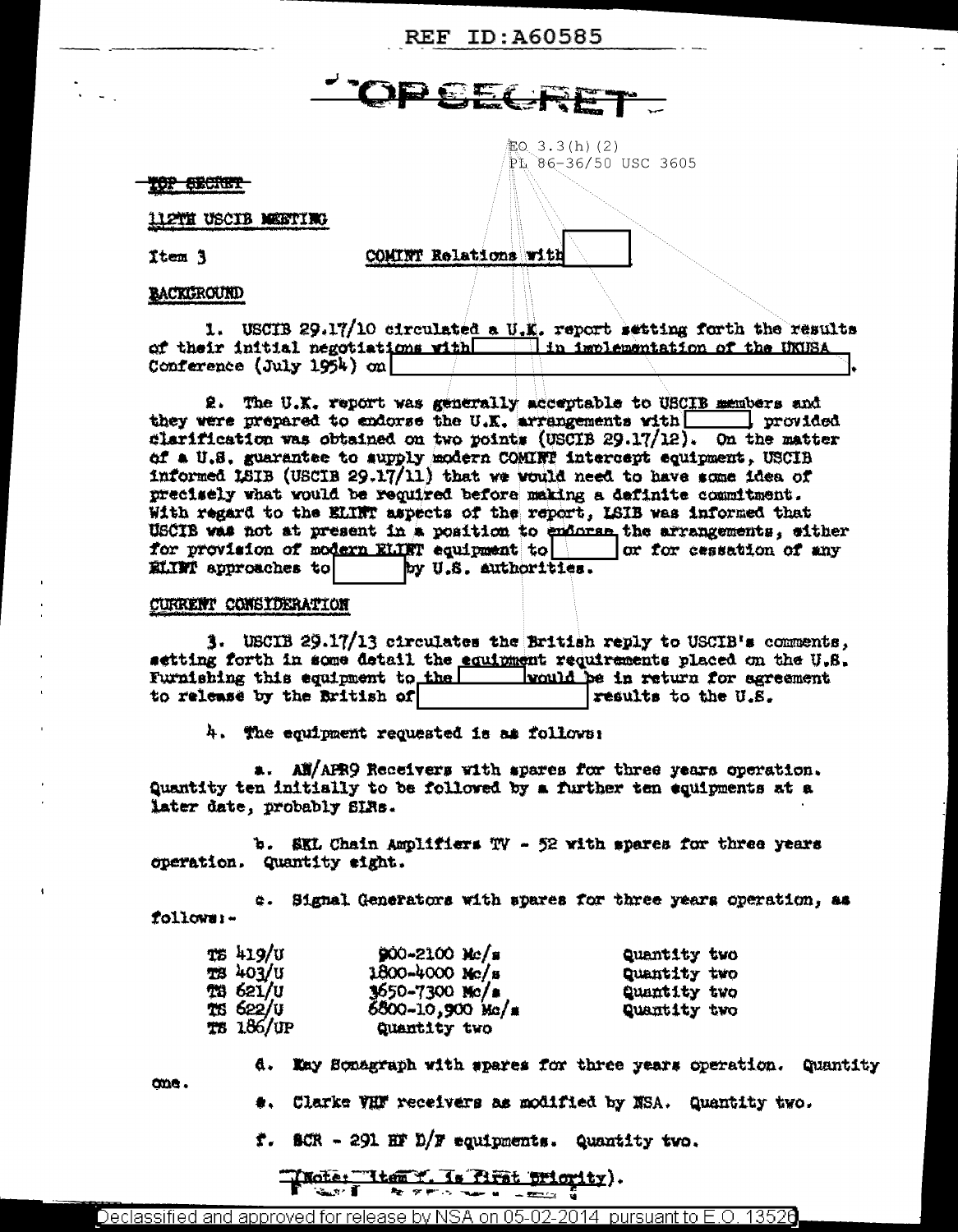REF ID:A60585

TOP SECRET

EO 3.3(h)(2)
PL 86-36/50 USC 3605

TOP SECRET

112TH USCIB MEETING

Item 3 COMINT Relations with [ ]

BACKGROUND

1. USCIB 29.17/10 circulated a U.K. report setting forth the results of their initial negotiations with [ ] in implementation of the UKUSA Conference (July 1954) on [ ].

2. The U.K. report was generally acceptable to USCIB members and they were prepared to endorse the U.K. arrangements with [ ], provided clarification was obtained on two points (USCIB 29.17/12). On the matter of a U.S. guarantee to supply modern COMINT intercept equipment, USCIB informed LSIB (USCIB 29.17/11) that we would need to have some idea of precisely what would be required before making a definite commitment. With regard to the ELINT aspects of the report, LSIB was informed that USCIB was not at present in a position to endorse the arrangements, either for provision of modern ELINT equipment to [ ] or for cessation of any ELINT approaches to [ ] by U.S. authorities.

CURRENT CONSIDERATION

3. USCIB 29.17/13 circulates the British reply to USCIB's comments, setting forth in some detail the equipment requirements placed on the U.S. Furnishing this equipment to the [ ] would be in return for agreement to release by the British of [ ] results to the U.S.

4. The equipment requested is as follows:

a. AN/APR9 Receivers with spares for three years operation. Quantity ten initially to be followed by a further ten equipments at a later date, probably SIRs.

b. SKL Chain Amplifiers TV - 52 with spares for three years operation. Quantity eight.

c. Signal Generators with spares for three years operation, as follows:-

| | | |
|---|---|---|
| TS 419/U | 900-2100 Mc/s | Quantity two |
| TS 403/U | 1800-4000 Mc/s | Quantity two |
| TS 621/U | 3650-7300 Mc/s | Quantity two |
| TS 622/U | 6800-10,900 Mc/s | Quantity two |
| TS 186/UP | Quantity two | |

d. Kay Sonagraph with spares for three years operation. Quantity one.

e. Clarke VHF receivers as modified by NSA. Quantity two.

f. SCR - 291 HF D/F equipments. Quantity two.

(Note: Item f. is first priority).

Declassified and approved for release by NSA on 05-02-2014 pursuant to E.O. 13526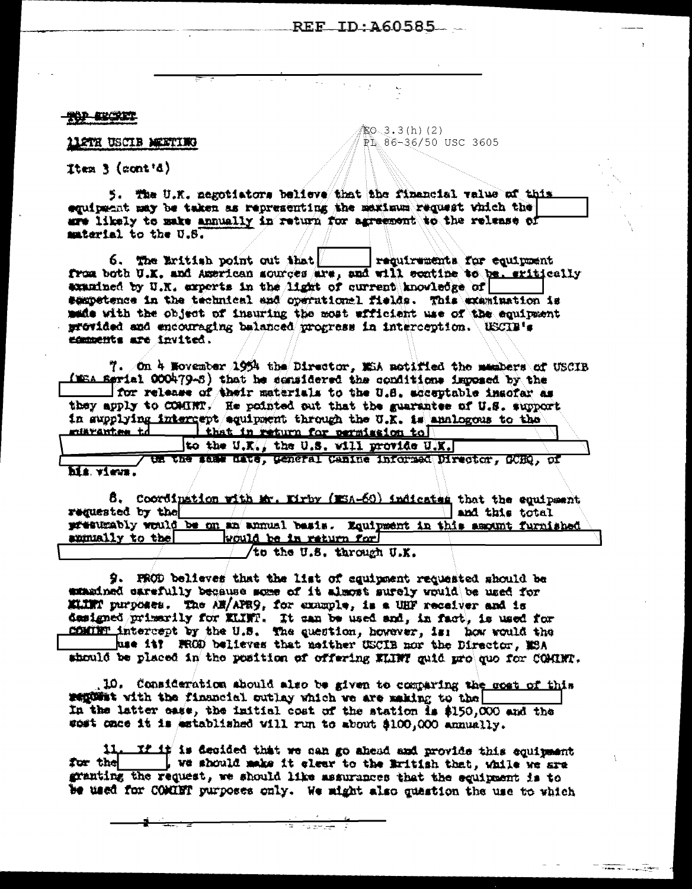TOP SECRET

112TH USCIB MEETING

EO 3.3(h)(2)
PL 86-36/50 USC 3605

Item 3 (cont'd)

5. The U.K. negotiators believe that the financial value of this equipment may be taken as representing the maximum request which the [redacted] are likely to make annually in return for agreement to the release of material to the U.S.

6. The British point out that [redacted] requirements for equipment from both U.K. and American sources are, and will contine to be critically examined by U.K. experts in the light of current knowledge of [redacted] competence in the technical and operational fields. This examination is made with the object of insuring the most efficient use of the equipment provided and encouraging balanced progress in interception. USCIB's comments are invited.

7. On 4 November 1954 the Director, NSA notified the members of USCIB (NSA Serial 000479-S) that he considered the conditions imposed by the [redacted] for release of their materials to the U.S. acceptable insofar as they apply to COMINT. He pointed out that the guarantee of U.S. support in supplying intercept equipment through the U.K. is analogous to the guarantee to [redacted] that in return for permission to [redacted] to the U.K., the U.S. will provide U.K. [redacted] On the same date, General Canine informed Director, GCHQ, of his views.

8. Coordination with Mr. Kirby (NSA-60) indicates that the equipment requested by the [redacted] and this total presumably would be on an annual basis. Equipment in this amount furnished annually to the [redacted] would be in return for [redacted] to the U.S. through U.K.

9. PROD believes that the list of equipment requested should be examined carefully because some of it almost surely would be used for ELINT purposes. The AN/APR9, for example, is a UHF receiver and is designed primarily for ELINT. It can be used and, in fact, is used for COMINT intercept by the U.S. The question, however, is: how would the [redacted] use it? PROD believes that neither USCIB nor the Director, NSA should be placed in the position of offering ELINT quid pro quo for COMINT.

10. Consideration should also be given to comparing the cost of this request with the financial outlay which we are making to the [redacted] In the latter case, the initial cost of the station is $150,000 and the cost once it is established will run to about $100,000 annually.

11. If it is decided that we can go ahead and provide this equipment for the [redacted], we should make it clear to the British that, while we are granting the request, we should like assurances that the equipment is to be used for COMINT purposes only. We might also question the use to which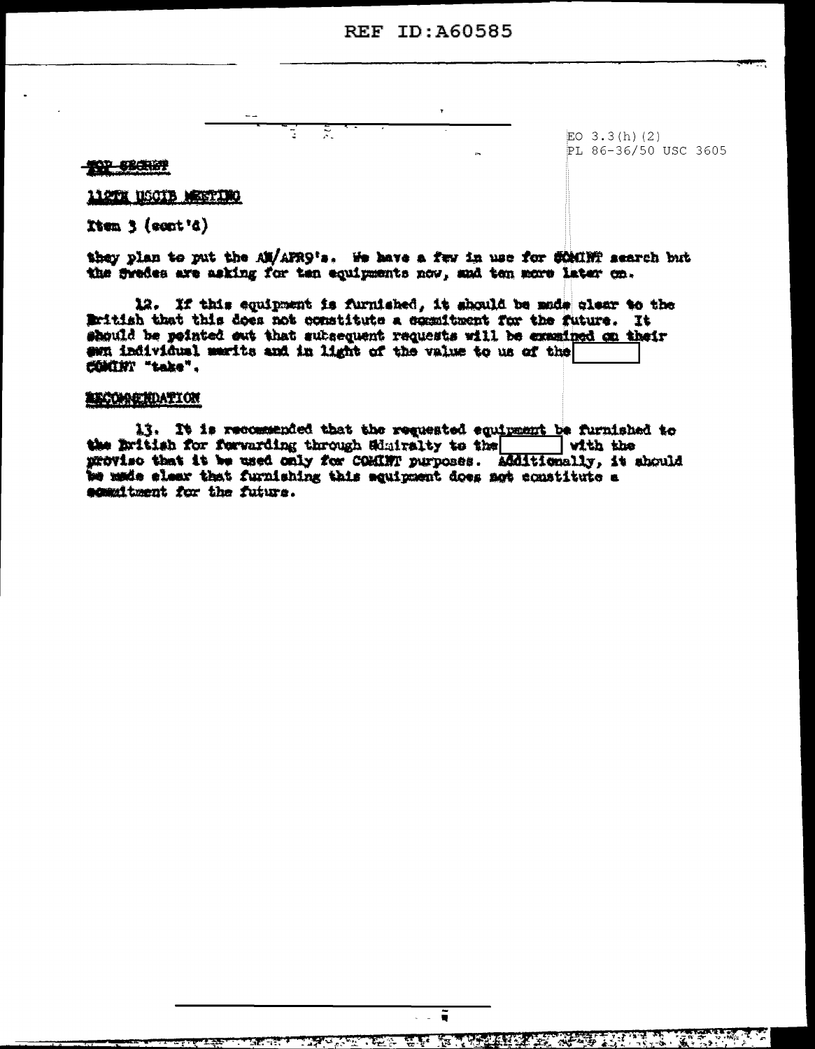EO 3.3(h)(2)
PL 86-36/50 USC 3605

TOP SECRET

112TH USCIB MEETING

Item 3 (cont'd)

they plan to put the AN/APR9's. We have a few in use for COMINT search but the Swedes are asking for ten equipments now, and ten more later on.

12. If this equipment is furnished, it should be made clear to the British that this does not constitute a commitment for the future. It should be pointed out that subsequent requests will be examined on their own individual merits and in light of the value to us of the [          ] COMINT "take".

RECOMMENDATION

13. It is recommended that the requested equipment be furnished to the British for forwarding through Admiralty to the [          ] with the proviso that it be used only for COMINT purposes. Additionally, it should be made clear that furnishing this equipment does not constitute a commitment for the future.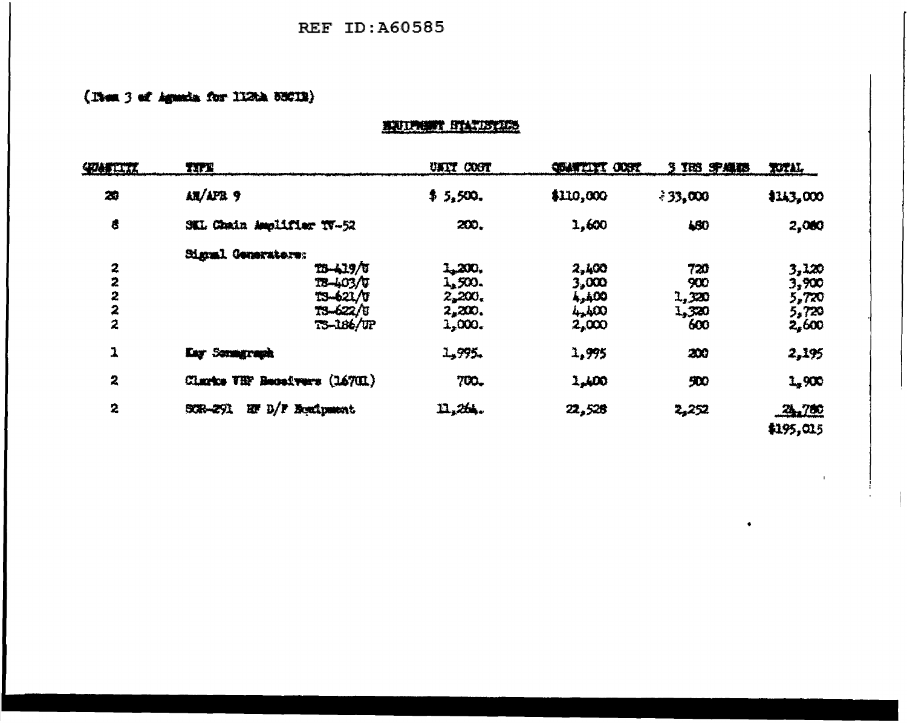(Item 3 of Agenda for 112th USCIB)

## EQUIPMENT STATISTICS

| QUANTITY | TYPE | UNIT COST | QUANTITY COST | 3 YRS SPARES | TOTAL |
|---|---|---|---|---|---|
| 20 | AN/APR 9 | $ 5,500. | $110,000 | $33,000 | $143,000 |
| 8 | SKL Chain Amplifier TV-52 | 200. | 1,600 | 480 | 2,080 |
| | Signal Generators: | | | | |
| 2 | TS-419/U | 1,200. | 2,400 | 720 | 3,120 |
| 2 | TS-403/U | 1,500. | 3,000 | 900 | 3,900 |
| 2 | TS-621/U | 2,200. | 4,400 | 1,320 | 5,720 |
| 2 | TS-622/U | 2,200. | 4,400 | 1,320 | 5,720 |
| 2 | TS-186/UP | 1,000. | 2,000 | 600 | 2,600 |
| 1 | Kay Sonagraph | 1,995. | 1,995 | 200 | 2,195 |
| 2 | Clarke VHF Receivers (1670L) | 700. | 1,400 | 500 | 1,900 |
| 2 | SCR-291 HF D/F Equipment | 11,264. | 22,528 | 2,252 | 24,780 |
| | | | | | $195,015 |